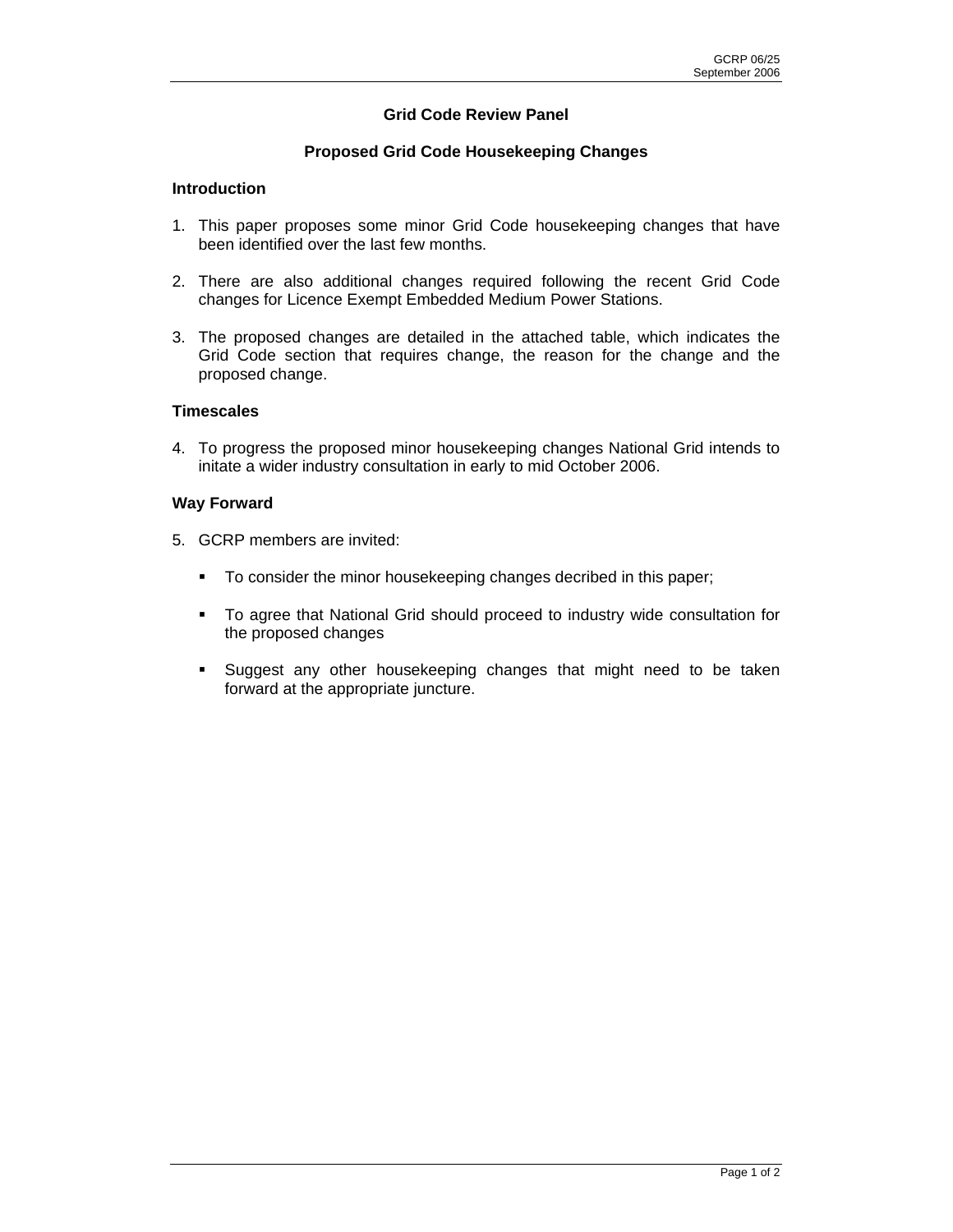# Grid Code Review Panel

## Proposed Grid Code Housekeeping Changes

### Introduction

1. This paper proposes some minor Grid Code housekeeping changes that have been identified over the last few months.

2. There are also additional changes required following the recent Grid Code changes for Licence Exempt Embedded Medium Power Stations.

3. The proposed changes are detailed in the attached table, which indicates the Grid Code section that requires change, the reason for the change and the proposed change.

### Timescales

4. To progress the proposed minor housekeeping changes National Grid intends to initate a wider industry consultation in early to mid October 2006.

### Way Forward

5. GCRP members are invited:

   - To consider the minor housekeeping changes decribed in this paper;

   - To agree that National Grid should proceed to industry wide consultation for the proposed changes

   - Suggest any other housekeeping changes that might need to be taken forward at the appropriate juncture.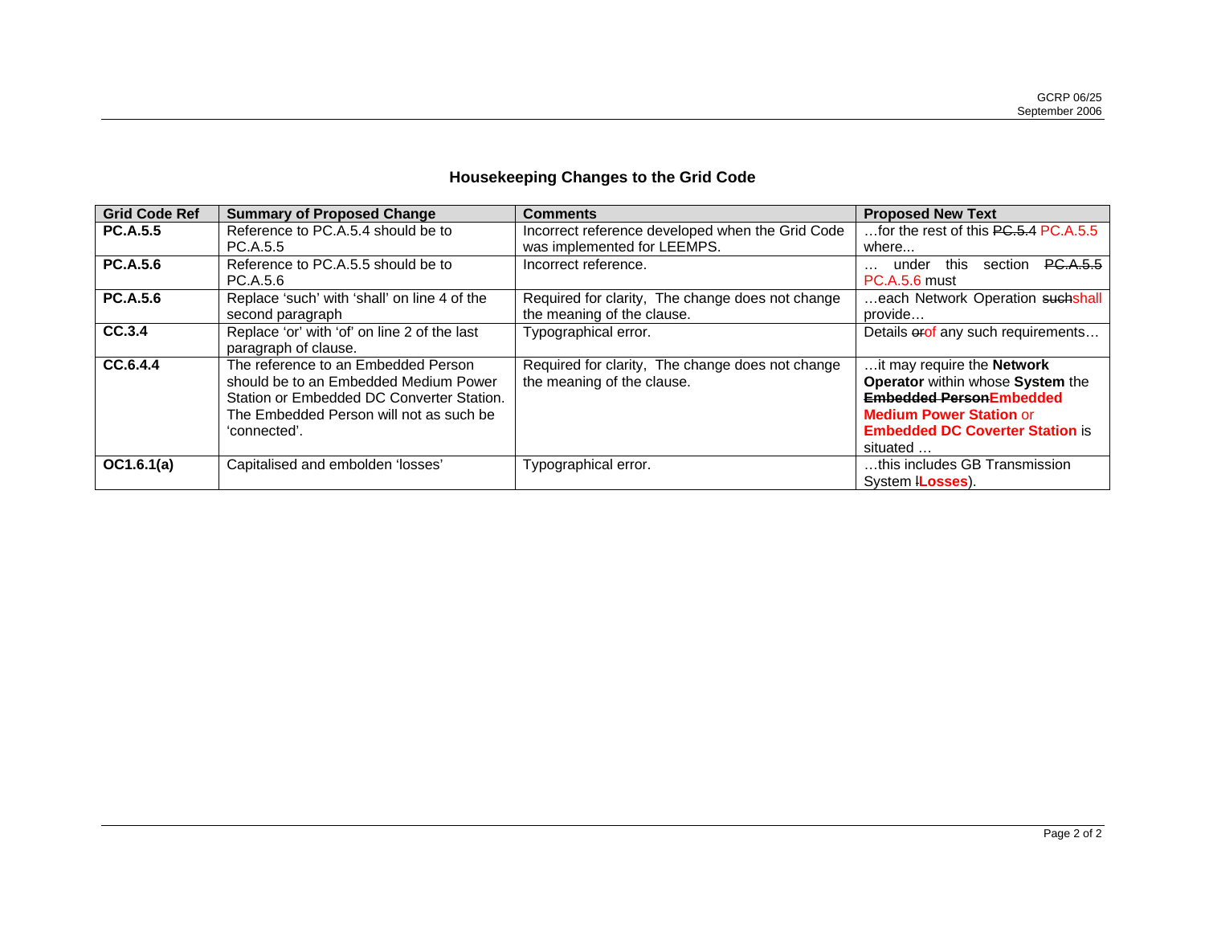## Housekeeping Changes to the Grid Code

| Grid Code Ref | Summary of Proposed Change | Comments | Proposed New Text |
|---|---|---|---|
| **PC.A.5.5** | Reference to PC.A.5.4 should be to PC.A.5.5 | Incorrect reference developed when the Grid Code was implemented for LEEMPS. | …for the rest of this ~~PC.5.4~~ PC.A.5.5 where... |
| **PC.A.5.6** | Reference to PC.A.5.5 should be to PC.A.5.6 | Incorrect reference. | … under this section ~~PC.A.5.5~~ PC.A.5.6 must |
| **PC.A.5.6** | Replace 'such' with 'shall' on line 4 of the second paragraph | Required for clarity, The change does not change the meaning of the clause. | …each Network Operation ~~such~~shall provide… |
| **CC.3.4** | Replace 'or' with 'of' on line 2 of the last paragraph of clause. | Typographical error. | Details ~~or~~of any such requirements… |
| **CC.6.4.4** | The reference to an Embedded Person should be to an Embedded Medium Power Station or Embedded DC Converter Station. The Embedded Person will not as such be 'connected'. | Required for clarity, The change does not change the meaning of the clause. | …it may require the **Network Operator** within whose **System** the ~~**Embedded Person**~~**Embedded Medium Power Station** or **Embedded DC Coverter Station** is situated … |
| **OC1.6.1(a)** | Capitalised and embolden 'losses' | Typographical error. | …this includes GB Transmission System ~~l~~**Losses**). |